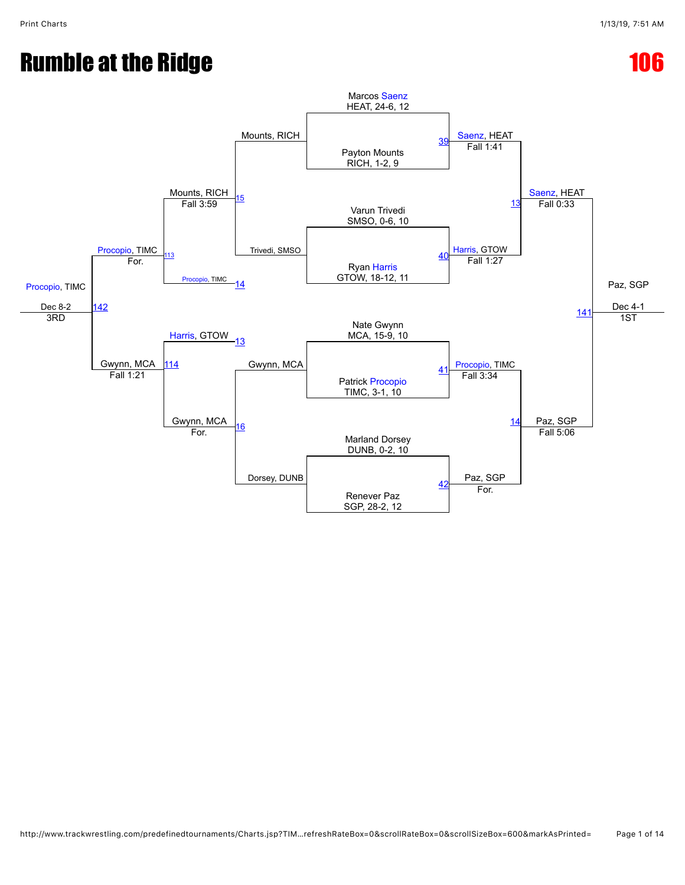# Rumble at the Ridge

**106**

## Championship Bracket

| Bout | Wrestler | Result | Winner |
| --- | --- | --- | --- |
| 39 | Marcos Saenz, HEAT, 24-6, 12 vs. Payton Mounts, RICH, 1-2, 9 | Fall 1:41 | Saenz, HEAT |
| 40 | Varun Trivedi, SMSO, 0-6, 10 vs. Ryan Harris, GTOW, 18-12, 11 | Fall 1:27 | Harris, GTOW |
| 41 | Nate Gwynn, MCA, 15-9, 10 vs. Patrick Procopio, TIMC, 3-1, 10 | Fall 3:34 | Procopio, TIMC |
| 42 | Marland Dorsey, DUNB, 0-2, 10 vs. Renever Paz, SGP, 28-2, 12 | For. | Paz, SGP |
| 13 | Saenz, HEAT vs. Harris, GTOW | Fall 0:33 | Saenz, HEAT |
| 14 | Procopio, TIMC vs. Paz, SGP | Fall 5:06 | Paz, SGP |
| 141 | Saenz, HEAT vs. Paz, SGP | Dec 4-1 | Paz, SGP (1ST) |

## Consolation Bracket

| Bout | Wrestler | Result | Winner |
| --- | --- | --- | --- |
| 15 | Mounts, RICH vs. Trivedi, SMSO | Fall 3:59 | Mounts, RICH |
| 16 | Gwynn, MCA vs. Dorsey, DUNB | For. | Gwynn, MCA |
| 113 | Mounts, RICH vs. Procopio, TIMC (14) | For. | Procopio, TIMC |
| 114 | Harris, GTOW (13) vs. Gwynn, MCA | Fall 1:21 | Gwynn, MCA |
| 142 | Procopio, TIMC vs. Gwynn, MCA | Dec 8-2 | Procopio, TIMC (3RD) |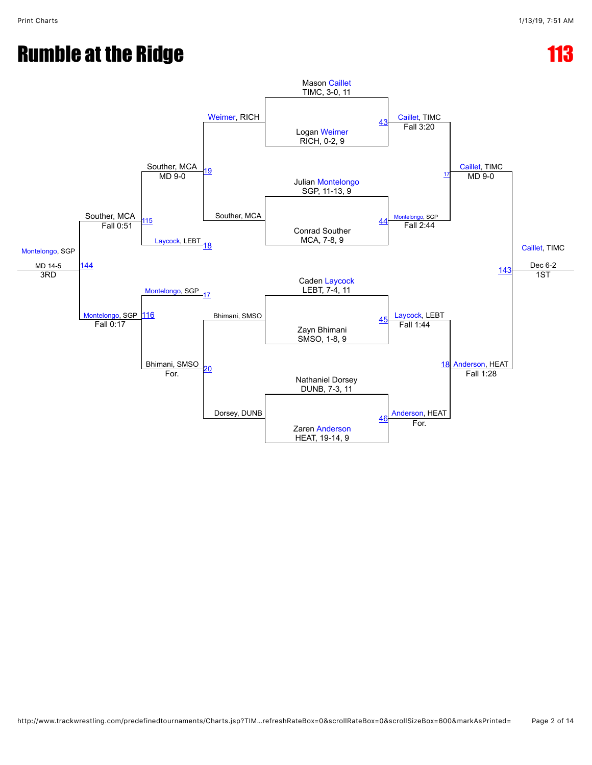# Rumble at the Ridge

## 113

**Championship Bracket**

Mason Caillet, TIMC, 3-0, 11
Logan Weimer, RICH, 0-2, 9
Match 43: Caillet, TIMC — Fall 3:20

Julian Montelongo, SGP, 11-13, 9
Conrad Souther, MCA, 7-8, 9
Match 44: Montelongo, SGP — Fall 2:44

Caden Laycock, LEBT, 7-4, 11
Zayn Bhimani, SMSO, 1-8, 9
Match 45: Laycock, LEBT — Fall 1:44

Nathaniel Dorsey, DUNB, 7-3, 11
Zaren Anderson, HEAT, 19-14, 9
Match 46: Anderson, HEAT — For.

Match 17: Caillet, TIMC def. Montelongo, SGP — MD 9-0

Match 18: Anderson, HEAT def. Laycock, LEBT — Fall 1:28

Match 143: Caillet, TIMC def. Anderson, HEAT — Dec 6-2 — **1ST**

**Consolation Bracket**

Match 19: Weimer, RICH vs. Souther, MCA — Souther, MCA — MD 9-0

Match 20: Bhimani, SMSO vs. Dorsey, DUNB — Bhimani, SMSO — For.

Match 115: Souther, MCA vs. Laycock, LEBT (18) — Souther, MCA — Fall 0:51

Match 116: Montelongo, SGP (17) vs. Bhimani, SMSO — Montelongo, SGP — Fall 0:17

Match 144: Souther, MCA vs. Montelongo, SGP — Montelongo, SGP — MD 14-5 — **3RD**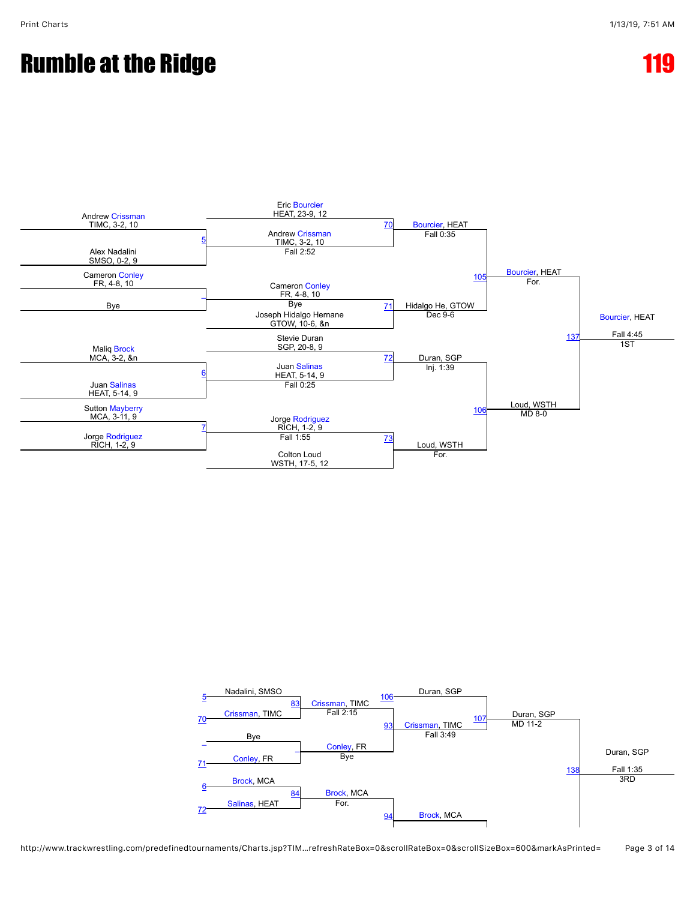# Rumble at the Ridge

## 119

### Championship Bracket

**First Round**

- Andrew Crissman (TIMC, 3-2, 10) vs. Alex Nadalini (SMSO, 0-2, 9) — Bout 5
- Cameron Conley (FR, 4-8, 10) vs. Bye
- Maliq Brock (MCA, 3-2, &n) vs. Juan Salinas (HEAT, 5-14, 9) — Bout 6
- Sutton Mayberry (MCA, 3-11, 9) vs. Jorge Rodriguez (RICH, 1-2, 9) — Bout 7

**Quarterfinals**

- Bout 70: Eric Bourcier (HEAT, 23-9, 12) vs. Andrew Crissman (TIMC, 3-2, 10) — Fall 2:52
- Bout 71: Cameron Conley (FR, 4-8, 10) — Bye; Joseph Hidalgo Hernane (GTOW, 10-6, &n)
- Bout 72: Stevie Duran (SGP, 20-8, 9) vs. Juan Salinas (HEAT, 5-14, 9) — Fall 0:25
- Bout 73: Jorge Rodriguez (RICH, 1-2, 9) — Fall 1:55; Colton Loud (WSTH, 17-5, 12)

**Semifinals**

- Bourcier, HEAT — Fall 0:35
- Hidalgo He, GTOW — Dec 9-6
- Duran, SGP — Inj. 1:39
- Loud, WSTH — For.

**Finals**

- Bout 105: Bourcier, HEAT — For.
- Bout 106: Loud, WSTH — MD 8-0

**Bout 137:** Bourcier, HEAT — Fall 4:45 — 1ST

### Consolation Bracket

- Bout 83: Nadalini, SMSO (5) vs. Crissman, TIMC (70) — Crissman, TIMC — Fall 2:15
- Bye (–) vs. Conley, FR (71) — Conley, FR — Bye
- Bout 84: Brock, MCA (6) vs. Salinas, HEAT (72) — Brock, MCA — For.
- Bout 93: Crissman, TIMC vs. Conley, FR — Crissman, TIMC — Fall 3:49
- Bout 94: Brock, MCA
- Bout 107: Duran, SGP (106) vs. Crissman, TIMC — Duran, SGP — MD 11-2
- Bout 138: Duran, SGP — Fall 1:35 — 3RD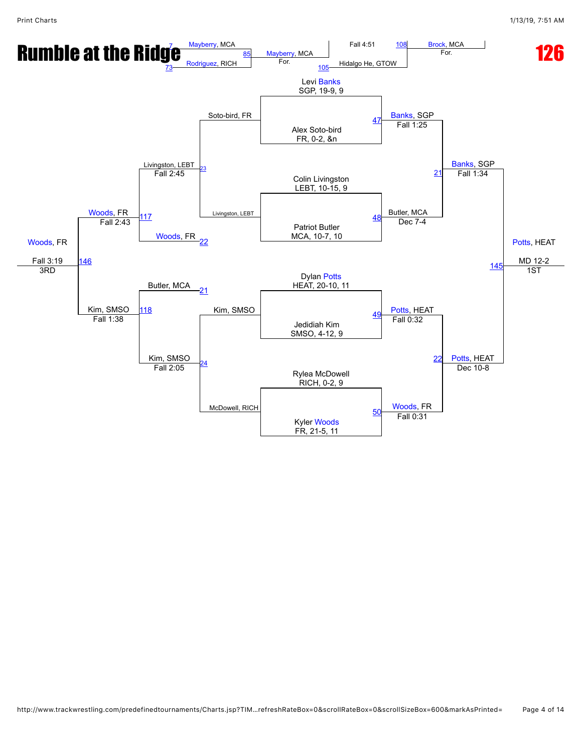# Rumble at the Ridge

# 126

**Championship Bracket**

| Bout | Wrestler 1 | Wrestler 2 | Winner | Result |
|---|---|---|---|---|
| 47 | Levi Banks, SGP, 19-9, 9 | Alex Soto-bird, FR, 0-2, &n | Banks, SGP | Fall 1:25 |
| 48 | Colin Livingston, LEBT, 10-15, 9 | Patriot Butler, MCA, 10-7, 10 | Butler, MCA | Dec 7-4 |
| 49 | Dylan Potts, HEAT, 20-10, 11 | Jedidiah Kim, SMSO, 4-12, 9 | Potts, HEAT | Fall 0:32 |
| 50 | Rylea McDowell, RICH, 0-2, 9 | Kyler Woods, FR, 21-5, 11 | Woods, FR | Fall 0:31 |
| 21 | Banks, SGP | Butler, MCA | Banks, SGP | Fall 1:34 |
| 22 | Potts, HEAT | Woods, FR | Potts, HEAT | Dec 10-8 |
| 145 | Banks, SGP | Potts, HEAT | Potts, HEAT | MD 12-2 (1ST) |

**Consolation Bracket**

| Bout | Wrestler 1 | Wrestler 2 | Winner | Result |
|---|---|---|---|---|
| 23 | Soto-bird, FR | Livingston, LEBT | Livingston, LEBT | Fall 2:45 |
| 24 | Kim, SMSO | McDowell, RICH | Kim, SMSO | Fall 2:05 |
| 117 | Livingston, LEBT | Woods, FR | Woods, FR | Fall 2:43 |
| 118 | Butler, MCA | Kim, SMSO | Kim, SMSO | Fall 1:38 |
| 146 | Woods, FR | Kim, SMSO | Woods, FR | Fall 3:19 (3RD) |

**Additional Bouts**

| Bout | Wrestler 1 | Wrestler 2 | Winner | Result |
|---|---|---|---|---|
| 7 / 73 | Mayberry, MCA | Rodriguez, RICH | | |
| 85 | Mayberry, MCA | Rodriguez, RICH | Mayberry, MCA | For. |
| 105 | Mayberry, MCA | Hidalgo He, GTOW | | Fall 4:51 |
| 108 | | | Brock, MCA | For. |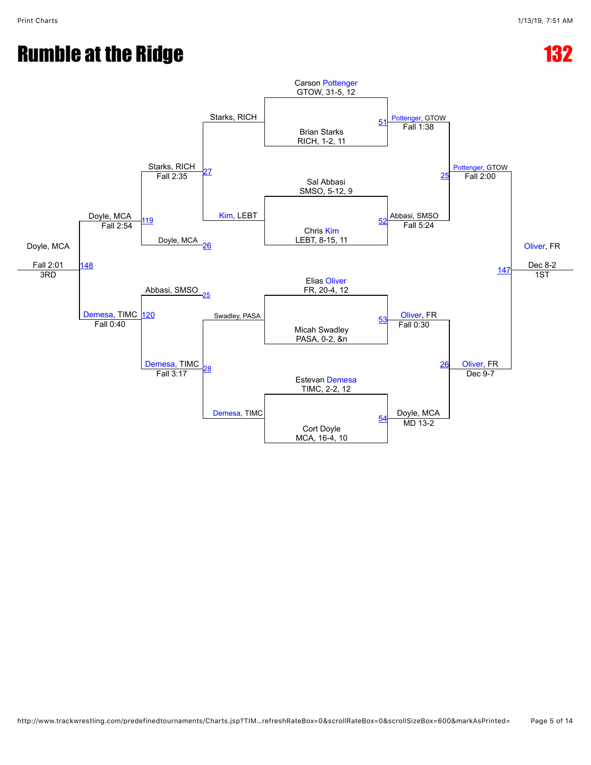# Rumble at the Ridge

# 132

## Championship Bracket

**First Round**

- Match 51: Carson Pottenger (GTOW, 31-5, 12) vs. Brian Starks (RICH, 1-2, 11) — Pottenger, GTOW, Fall 1:38
- Match 52: Sal Abbasi (SMSO, 5-12, 9) vs. Chris Kim (LEBT, 8-15, 11) — Abbasi, SMSO, Fall 5:24
- Match 53: Elias Oliver (FR, 20-4, 12) vs. Micah Swadley (PASA, 0-2, &n) — Oliver, FR, Fall 0:30
- Match 54: Estevan Demesa (TIMC, 2-2, 12) vs. Cort Doyle (MCA, 16-4, 10) — Doyle, MCA, MD 13-2

**Semifinals**

- Match 25: Pottenger, GTOW vs. Abbasi, SMSO — Pottenger, GTOW, Fall 2:00
- Match 26: Oliver, FR vs. Doyle, MCA — Oliver, FR, Dec 9-7

**Final**

- Match 147: Pottenger, GTOW vs. Oliver, FR — Oliver, FR, Dec 8-2 — 1ST

## Consolation Bracket

**Consolation First Round**

- Match 27: Starks, RICH vs. Kim, LEBT — Starks, RICH, Fall 2:35
- Match 28: Swadley, PASA vs. Demesa, TIMC — Demesa, TIMC, Fall 3:17

**Consolation Second Round**

- Match 119: Starks, RICH vs. Doyle, MCA (26) — Doyle, MCA, Fall 2:54
- Match 120: Abbasi, SMSO (25) vs. Demesa, TIMC — Demesa, TIMC, Fall 0:40

**Third Place**

- Match 148: Doyle, MCA vs. Demesa, TIMC — Doyle, MCA, Fall 2:01 — 3RD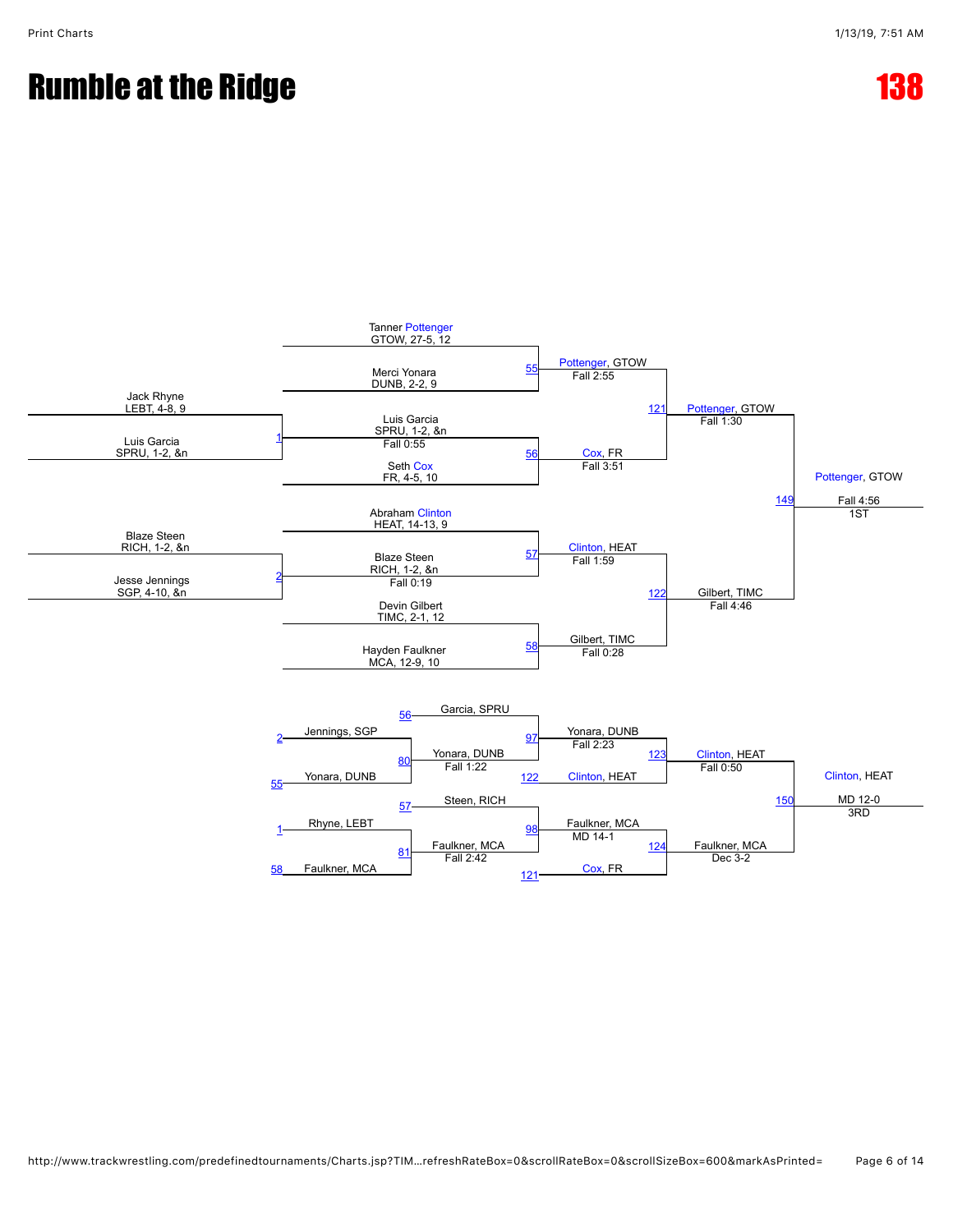# Rumble at the Ridge

# 138

## Championship Bracket

**Preliminary Round**

- Match 1: Jack Rhyne (LEBT, 4-8, 9) vs. Luis Garcia (SPRU, 1-2, &n) — Luis Garcia, Fall 0:55
- Match 2: Blaze Steen (RICH, 1-2, &n) vs. Jesse Jennings (SGP, 4-10, &n) — Blaze Steen, Fall 0:19

**Quarterfinals**

- Match 55: Tanner Pottenger (GTOW, 27-5, 12) vs. Merci Yonara (DUNB, 2-2, 9) — Pottenger, GTOW, Fall 2:55
- Match 56: Luis Garcia (SPRU, 1-2, &n) vs. Seth Cox (FR, 4-5, 10) — Cox, FR, Fall 3:51
- Match 57: Abraham Clinton (HEAT, 14-13, 9) vs. Blaze Steen (RICH, 1-2, &n) — Clinton, HEAT, Fall 1:59
- Match 58: Devin Gilbert (TIMC, 2-1, 12) vs. Hayden Faulkner (MCA, 12-9, 10) — Gilbert, TIMC, Fall 0:28

**Semifinals**

- Match 121: Pottenger, GTOW vs. Cox, FR — Pottenger, GTOW, Fall 1:30
- Match 122: Clinton, HEAT vs. Gilbert, TIMC — Gilbert, TIMC, Fall 4:46

**Final**

- Match 149: Pottenger, GTOW vs. Gilbert, TIMC — Pottenger, GTOW, Fall 4:56 — 1ST

## Consolation Bracket

- Match 80: Jennings, SGP (L2) vs. Yonara, DUNB (L55) — Yonara, DUNB, Fall 1:22
- Match 81: Rhyne, LEBT (L1) vs. Faulkner, MCA (L58) — Faulkner, MCA, Fall 2:42
- Match 97: Garcia, SPRU (L56) vs. Yonara, DUNB — Yonara, DUNB, Fall 2:23
- Match 98: Steen, RICH (L57) vs. Faulkner, MCA — Faulkner, MCA, MD 14-1
- Match 123: Yonara, DUNB vs. Clinton, HEAT (L122) — Clinton, HEAT, Fall 0:50
- Match 124: Faulkner, MCA vs. Cox, FR (L121) — Faulkner, MCA, Dec 3-2
- Match 150: Clinton, HEAT vs. Faulkner, MCA — Clinton, HEAT, MD 12-0 — 3RD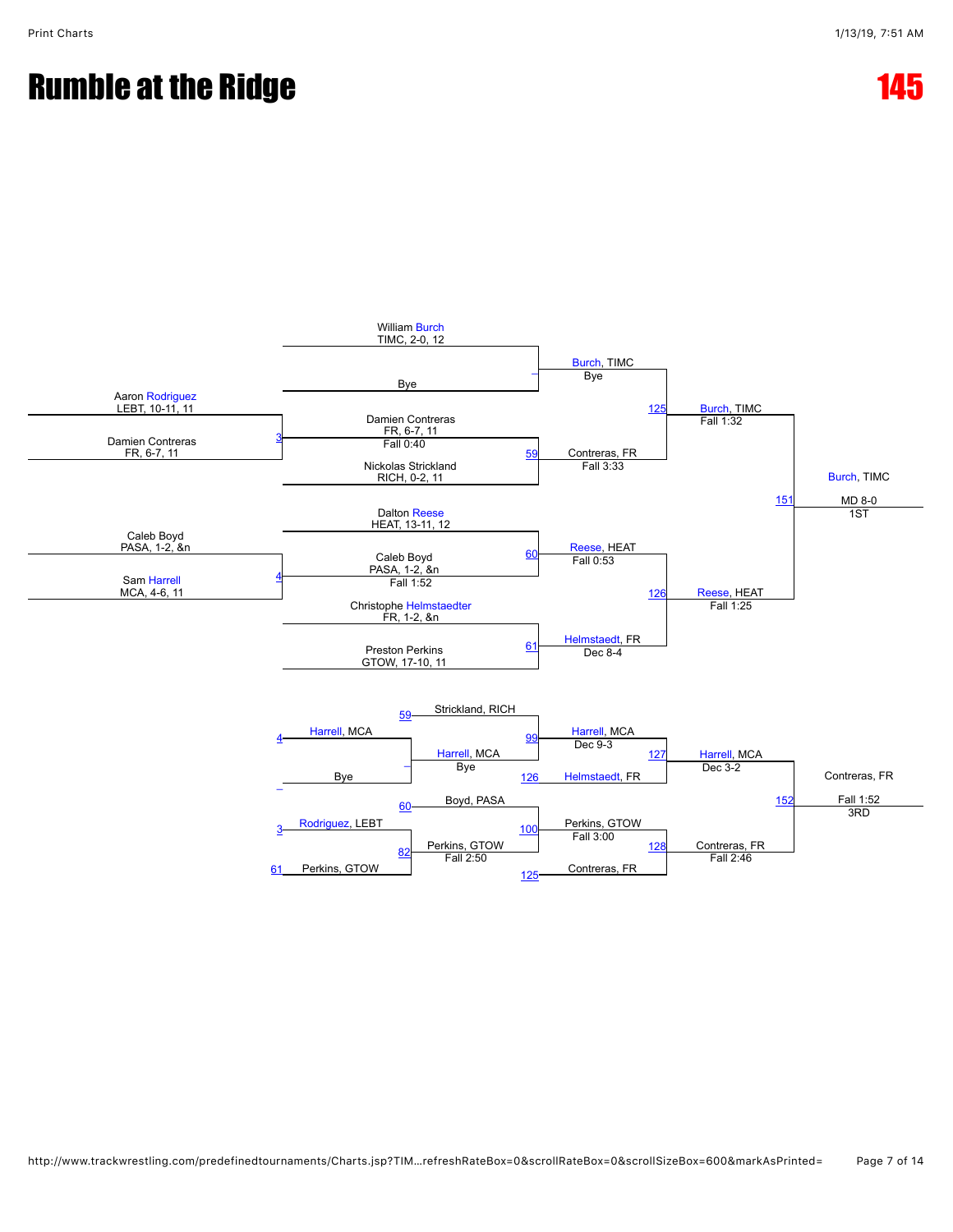# Rumble at the Ridge

# 145

## Championship Bracket

**Preliminary Round**

- Match 3: Aaron Rodriguez (LEBT, 10-11, 11) vs. Damien Contreras (FR, 6-7, 11) — Winner: Damien Contreras (FR, 6-7, 11), Fall 0:40
- Match 4: Caleb Boyd (PASA, 1-2, &n) vs. Sam Harrell (MCA, 4-6, 11) — Winner: Caleb Boyd (PASA, 1-2, &n), Fall 1:52

**Quarterfinals**

- William Burch (TIMC, 2-0, 12) vs. Bye — Winner: Burch, TIMC, Bye
- Match 59: Damien Contreras (FR, 6-7, 11) vs. Nickolas Strickland (RICH, 0-2, 11) — Winner: Contreras, FR, Fall 3:33
- Match 60: Dalton Reese (HEAT, 13-11, 12) vs. Caleb Boyd (PASA, 1-2, &n) — Winner: Reese, HEAT, Fall 0:53
- Match 61: Christophe Helmstaedter (FR, 1-2, &n) vs. Preston Perkins (GTOW, 17-10, 11) — Winner: Helmstaedt, FR, Dec 8-4

**Semifinals**

- Match 125: Burch, TIMC vs. Contreras, FR — Winner: Burch, TIMC, Fall 1:32
- Match 126: Reese, HEAT vs. Helmstaedt, FR — Winner: Reese, HEAT, Fall 1:25

**Final**

- Match 151: Burch, TIMC vs. Reese, HEAT — Winner: Burch, TIMC, MD 8-0 — 1ST

## Consolation Bracket

**First Round**

- Harrell, MCA (loser of 4) vs. Bye — Winner: Harrell, MCA
- Match 82: Rodriguez, LEBT (loser of 3) vs. Perkins, GTOW (loser of 61) — Winner: Perkins, GTOW, Fall 2:50

**Second Round**

- Strickland, RICH (loser of 59) vs. Harrell, MCA — Winner: Harrell, MCA, Bye
- Boyd, PASA (loser of 60) vs. Perkins, GTOW

**Consolation Quarterfinals**

- Match 99: Strickland, RICH vs. Harrell, MCA — Winner: Harrell, MCA, Dec 9-3
- Match 100: Boyd, PASA vs. Perkins, GTOW — Winner: Perkins, GTOW, Fall 3:00

**Consolation Semifinals**

- Match 127: Harrell, MCA vs. Helmstaedt, FR (loser of 126) — Winner: Harrell, MCA, Dec 3-2
- Match 128: Perkins, GTOW vs. Contreras, FR (loser of 125) — Winner: Contreras, FR, Fall 2:46

**3rd Place**

- Match 152: Harrell, MCA vs. Contreras, FR — Winner: Contreras, FR, Fall 1:52 — 3RD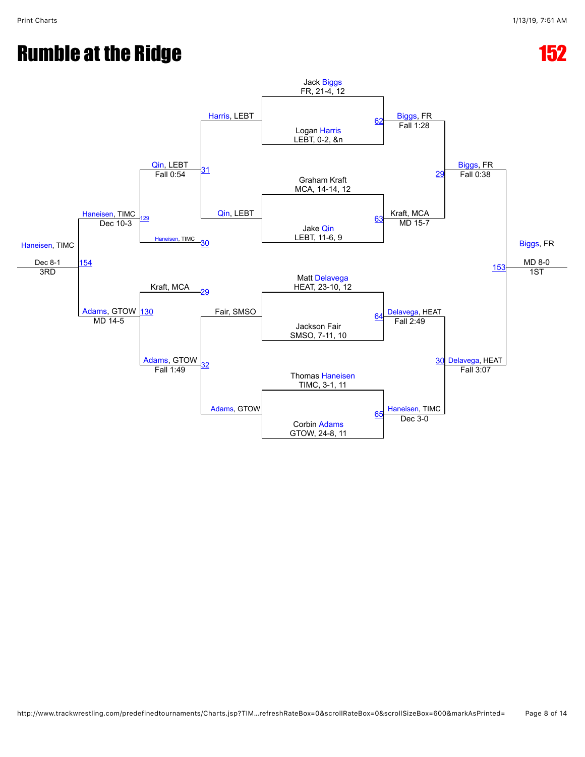# Rumble at the Ridge

# 152

## Championship Bracket

**Match 62**
- Jack Biggs — FR, 21-4, 12
- Logan Harris — LEBT, 0-2, &n
- Winner: Biggs, FR — Fall 1:28

**Match 63**
- Graham Kraft — MCA, 14-14, 12
- Jake Qin — LEBT, 11-6, 9
- Winner: Kraft, MCA — MD 15-7

**Match 64**
- Matt Delavega — HEAT, 23-10, 12
- Jackson Fair — SMSO, 7-11, 10
- Winner: Delavega, HEAT — Fall 2:49

**Match 65**
- Thomas Haneisen — TIMC, 3-1, 11
- Corbin Adams — GTOW, 24-8, 11
- Winner: Haneisen, TIMC — Dec 3-0

**Match 29**
- Biggs, FR vs. Kraft, MCA
- Winner: Biggs, FR — Fall 0:38

**Match 30**
- Delavega, HEAT vs. Haneisen, TIMC
- Winner: Delavega, HEAT — Fall 3:07

**Match 153 (1ST)**
- Biggs, FR vs. Delavega, HEAT
- Winner: Biggs, FR — MD 8-0 — 1ST

## Consolation Bracket

**Match 31**
- Harris, LEBT vs. Qin, LEBT
- Winner: Qin, LEBT — Fall 0:54

**Match 32**
- Fair, SMSO vs. Adams, GTOW
- Winner: Adams, GTOW — Fall 1:49

**Match 129**
- Qin, LEBT vs. Haneisen, TIMC (30)
- Winner: Haneisen, TIMC — Dec 10-3

**Match 130**
- Kraft, MCA (29) vs. Adams, GTOW
- Winner: Adams, GTOW — MD 14-5

**Match 154 (3RD)**
- Haneisen, TIMC vs. Adams, GTOW
- Winner: Haneisen, TIMC — Dec 8-1 — 3RD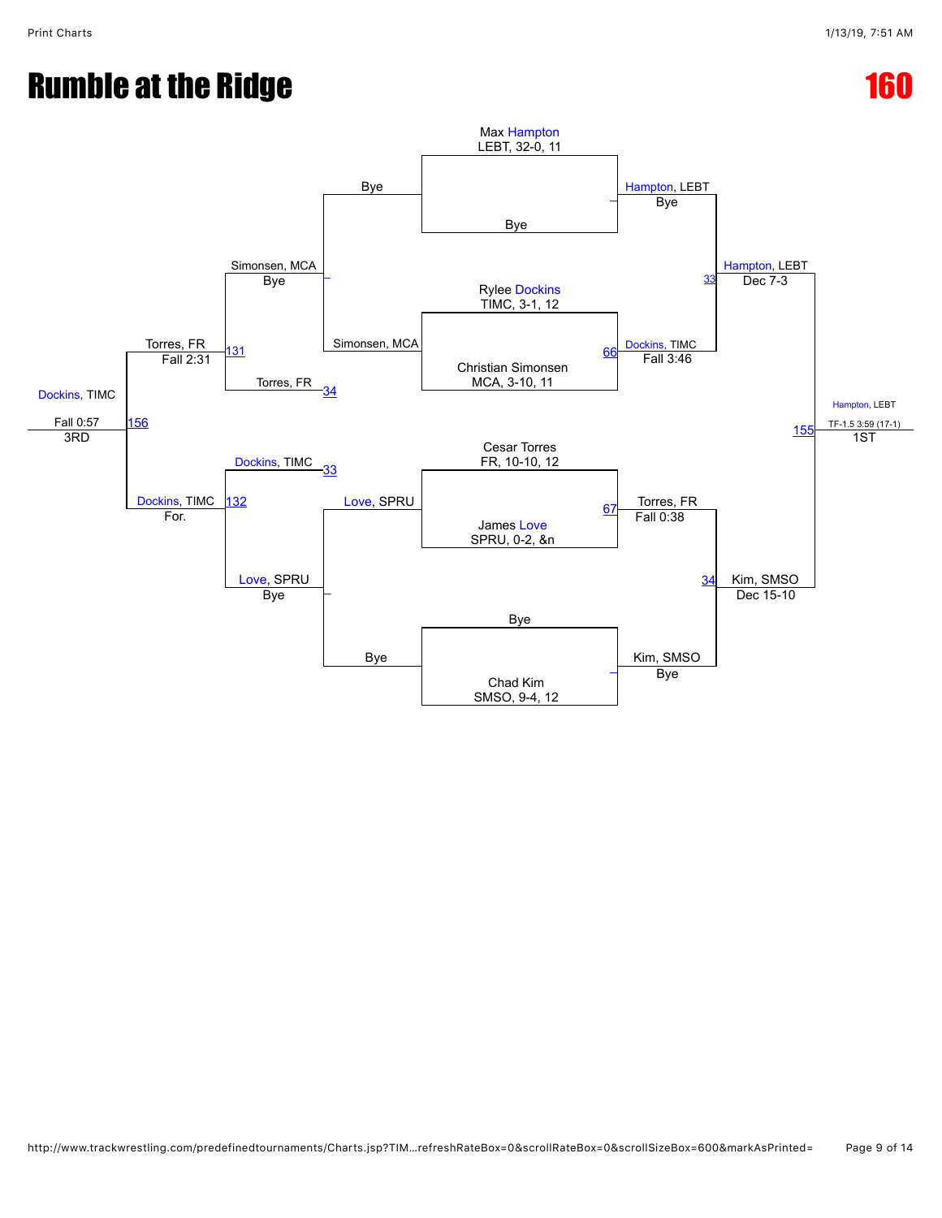# Rumble at the Ridge

# 160

## Championship Bracket

**First Round**

- Max Hampton, LEBT, 32-0, 11 vs. Bye — Winner: Hampton, LEBT (Bye)
- Rylee Dockins, TIMC, 3-1, 12 vs. Christian Simonsen, MCA, 3-10, 11 — Match 66 — Winner: Dockins, TIMC (Fall 3:46)
- Cesar Torres, FR, 10-10, 12 vs. James Love, SPRU, 0-2, &n — Match 67 — Winner: Torres, FR (Fall 0:38)
- Bye vs. Chad Kim, SMSO, 9-4, 12 — Winner: Kim, SMSO (Bye)

**Semifinals**

- Hampton, LEBT vs. Dockins, TIMC — Match 33 — Winner: Hampton, LEBT (Dec 7-3)
- Torres, FR vs. Kim, SMSO — Match 34 — Winner: Kim, SMSO (Dec 15-10)

**Final**

- Hampton, LEBT vs. Kim, SMSO — Match 155 — Winner: Hampton, LEBT (TF-1.5 3:59 (17-1)) — **1ST**

## Consolation Bracket

**Consolation Round 1**

- Bye vs. Simonsen, MCA — Winner: Simonsen, MCA (Bye)
- Love, SPRU vs. Bye — Winner: Love, SPRU (Bye)

**Consolation Round 2**

- Simonsen, MCA vs. Torres, FR (loser of 34) — Match 131 — Winner: Torres, FR (Fall 2:31)
- Dockins, TIMC (loser of 33) vs. Love, SPRU — Match 132 — Winner: Dockins, TIMC (For.)

**3rd Place**

- Torres, FR vs. Dockins, TIMC — Match 156 — Winner: Dockins, TIMC (Fall 0:57) — **3RD**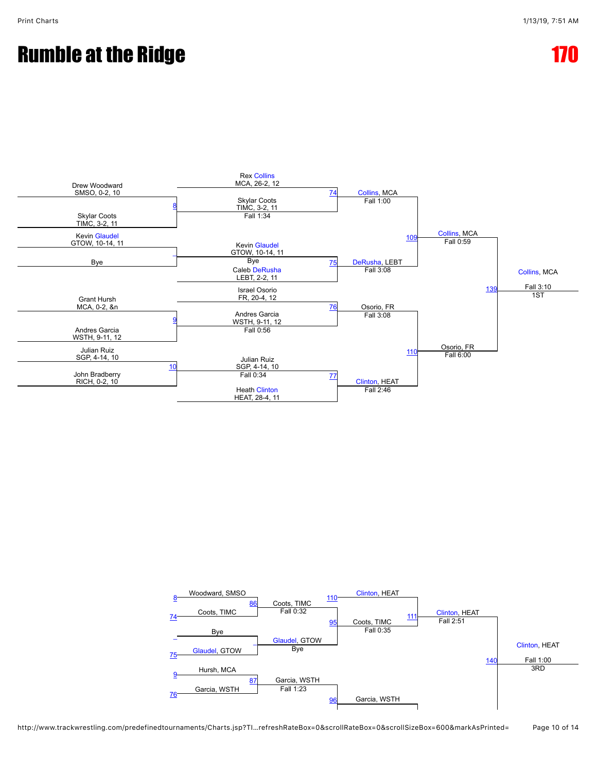# Rumble at the Ridge

# 170

## Championship Bracket

**First Round**

- Match 8: Drew Woodward, SMSO, 0-2, 10 vs. Skylar Coots, TIMC, 3-2, 11 — Winner: Skylar Coots, TIMC, 3-2, 11 — Fall 1:34
- Kevin Glaudel, GTOW, 10-14, 11 vs. Bye — Winner: Kevin Glaudel, GTOW, 10-14, 11 — Bye
- Match 9: Grant Hursh, MCA, 0-2, &n vs. Andres Garcia, WSTH, 9-11, 12 — Winner: Andres Garcia, WSTH, 9-11, 12 — Fall 0:56
- Match 10: Julian Ruiz, SGP, 4-14, 10 vs. John Bradberry, RICH, 0-2, 10 — Winner: Julian Ruiz, SGP, 4-14, 10 — Fall 0:34

**Quarterfinals**

- Match 74: Rex Collins, MCA, 26-2, 12 vs. Skylar Coots, TIMC, 3-2, 11 — Winner: Collins, MCA — Fall 1:00
- Match 75: Kevin Glaudel, GTOW, 10-14, 11 vs. Caleb DeRusha, LEBT, 2-2, 11 — Winner: DeRusha, LEBT — Fall 3:08
- Match 76: Israel Osorio, FR, 20-4, 12 vs. Andres Garcia, WSTH, 9-11, 12 — Winner: Osorio, FR — Fall 3:08
- Match 77: Julian Ruiz, SGP, 4-14, 10 vs. Heath Clinton, HEAT, 28-4, 11 — Winner: Clinton, HEAT — Fall 2:46

**Semifinals**

- Match 109: Collins, MCA vs. DeRusha, LEBT — Winner: Collins, MCA — Fall 0:59
- Match 110: Osorio, FR vs. Clinton, HEAT — Winner: Osorio, FR — Fall 6:00

**Final**

- Match 139: Collins, MCA vs. Osorio, FR — Winner: Collins, MCA — Fall 3:10 — 1ST

## Consolation Bracket

**First Round**

- Match 86: Woodward, SMSO (8) vs. Coots, TIMC (74) — Winner: Coots, TIMC — Fall 0:32
- Bye vs. Glaudel, GTOW (75) — Winner: Glaudel, GTOW — Bye
- Match 87: Hursh, MCA (9) vs. Garcia, WSTH (76) — Winner: Garcia, WSTH — Fall 1:23

**Second Round**

- Match 95: Coots, TIMC vs. Glaudel, GTOW — Winner: Coots, TIMC — Fall 0:35
- Match 96: Garcia, WSTH

**Consolation Semifinal**

- Match 111: Clinton, HEAT (110) vs. Coots, TIMC — Winner: Clinton, HEAT — Fall 2:51

**Third Place**

- Match 140: Clinton, HEAT — Fall 1:00 — 3RD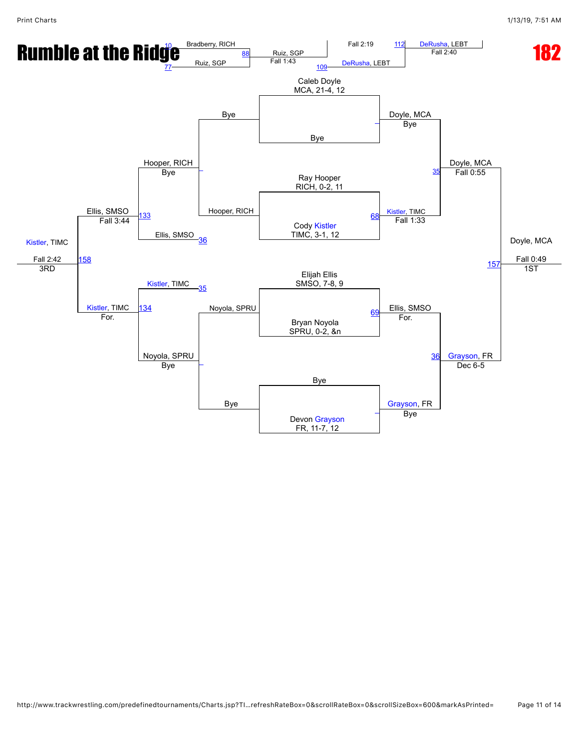# Rumble at the Ridge

## 182

### Seeds

- Caleb Doyle — MCA, 21-4, 12
- Ray Hooper — RICH, 0-2, 11
- Cody Kistler — TIMC, 3-1, 12
- Elijah Ellis — SMSO, 7-8, 9
- Bryan Noyola — SPRU, 0-2, &n
- Devon Grayson — FR, 11-7, 12

### Championship Bracket

| Match | Wrestlers | Winner | Result |
|---|---|---|---|
| – | Caleb Doyle (MCA) vs Bye | Doyle, MCA | Bye |
| 68 | Ray Hooper (RICH) vs Cody Kistler (TIMC) | Kistler, TIMC | Fall 1:33 |
| 69 | Elijah Ellis (SMSO) vs Bryan Noyola (SPRU) | Ellis, SMSO | For. |
| – | Bye vs Devon Grayson (FR) | Grayson, FR | Bye |
| 35 | Doyle, MCA vs Kistler, TIMC | Doyle, MCA | Fall 0:55 |
| 36 | Ellis, SMSO vs Grayson, FR | Grayson, FR | Dec 6-5 |
| 157 | Doyle, MCA vs Grayson, FR | Doyle, MCA | Fall 0:49 — 1ST |

### Consolation Bracket

| Match | Wrestlers | Winner | Result |
|---|---|---|---|
| – | Bye vs Hooper, RICH | Hooper, RICH | Bye |
| 36 | Ellis, SMSO | Ellis, SMSO | |
| 35 | Kistler, TIMC | Kistler, TIMC | |
| – | Noyola, SPRU vs Bye | Noyola, SPRU | Bye |
| 133 | Hooper, RICH vs Ellis, SMSO | Ellis, SMSO | Fall 3:44 |
| 134 | Kistler, TIMC vs Noyola, SPRU | Kistler, TIMC | For. |
| 158 | Ellis, SMSO vs Kistler, TIMC | Kistler, TIMC | Fall 2:42 — 3RD |

### Other Matches

| Match | Wrestlers | Winner | Result |
|---|---|---|---|
| 10 / 77 → 88 | Bradberry, RICH vs Ruiz, SGP | Ruiz, SGP | Fall 1:43 |
| 109 | Ruiz, SGP vs DeRusha, LEBT | DeRusha, LEBT | Fall 2:19 |
| 112 | DeRusha, LEBT | DeRusha, LEBT | Fall 2:40 |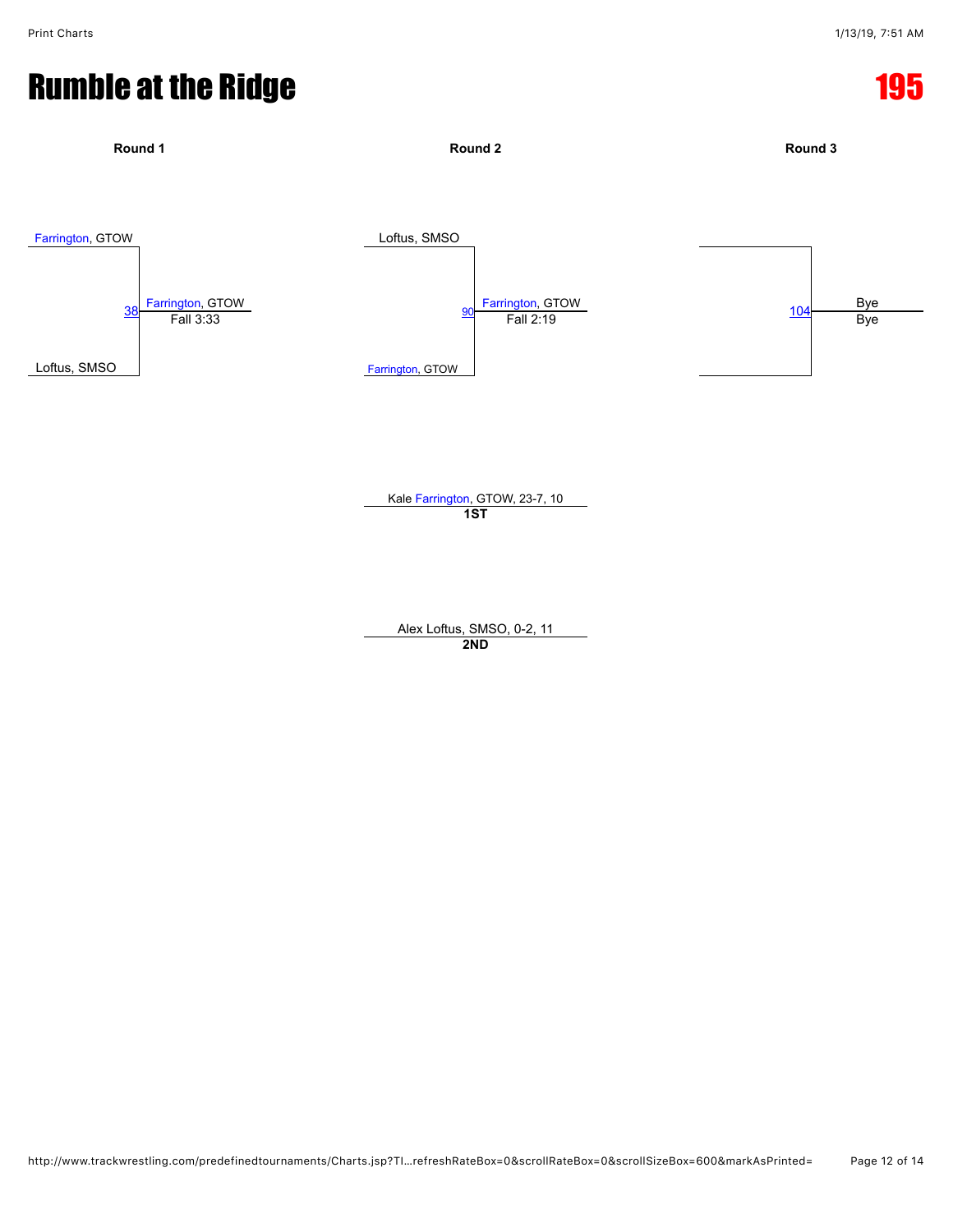# Rumble at the Ridge

# 195

**Round 1**

Farrington, GTOW

38 — Farrington, GTOW
Fall 3:33

Loftus, SMSO

**Round 2**

Loftus, SMSO

90 — Farrington, GTOW
Fall 2:19

Farrington, GTOW

**Round 3**

104 — Bye
Bye

Kale Farrington, GTOW, 23-7, 10
**1ST**

Alex Loftus, SMSO, 0-2, 11
**2ND**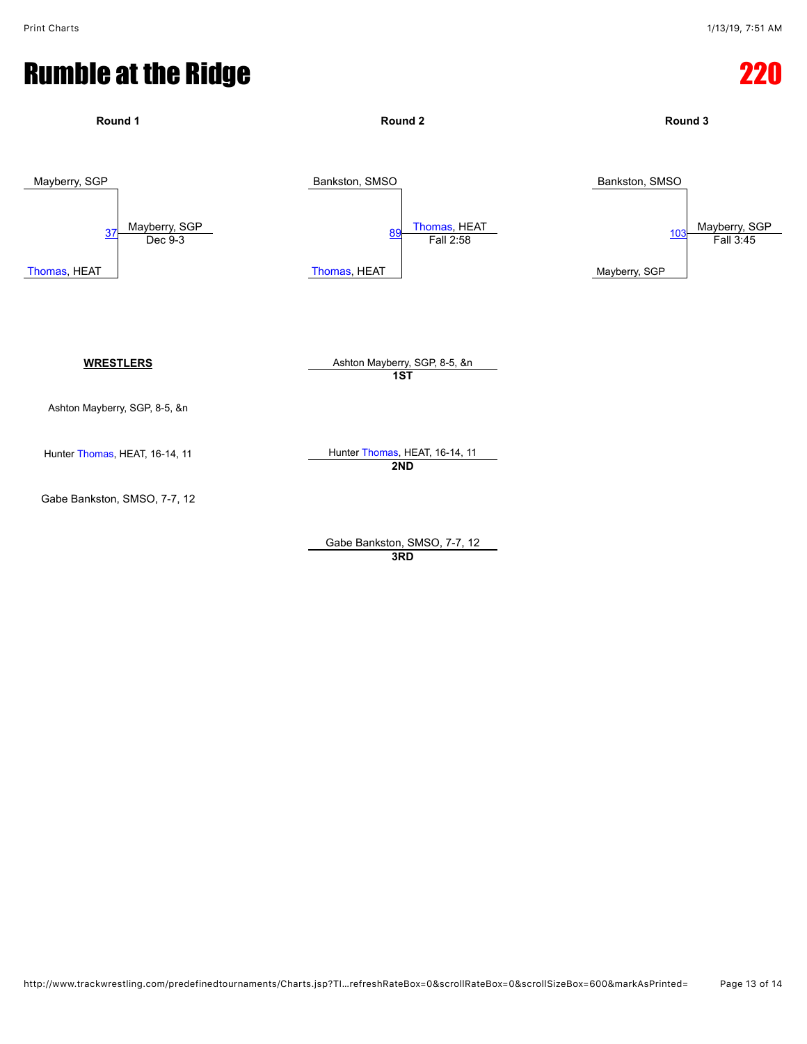# Rumble at the Ridge

## 220

### Round 1

Mayberry, SGP
Thomas, HEAT

37 — Mayberry, SGP — Dec 9-3

### Round 2

Bankston, SMSO
Thomas, HEAT

89 — Thomas, HEAT — Fall 2:58

### Round 3

Bankston, SMSO
Mayberry, SGP

103 — Mayberry, SGP — Fall 3:45

**WRESTLERS**

Ashton Mayberry, SGP, 8-5, &n

Hunter Thomas, HEAT, 16-14, 11

Gabe Bankston, SMSO, 7-7, 12

| Wrestler | Place |
| --- | --- |
| Ashton Mayberry, SGP, 8-5, &n | **1ST** |
| Hunter Thomas, HEAT, 16-14, 11 | **2ND** |
| Gabe Bankston, SMSO, 7-7, 12 | **3RD** |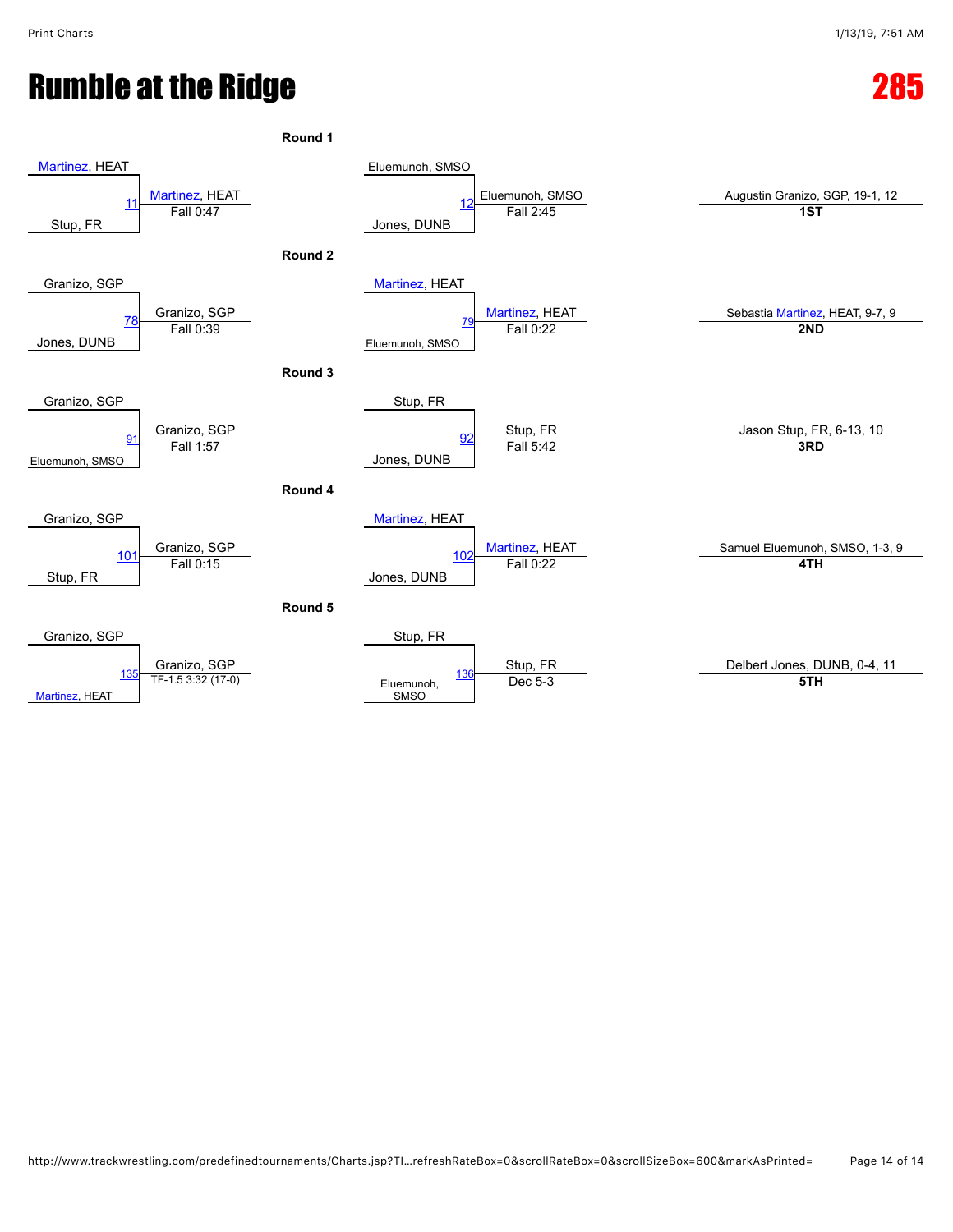# Rumble at the Ridge

## 285

### Round 1

Martinez, HEAT
11
Stup, FR
Martinez, HEAT
Fall 0:47

Eluemunoh, SMSO
12
Jones, DUNB
Eluemunoh, SMSO
Fall 2:45

Augustin Granizo, SGP, 19-1, 12
**1ST**

### Round 2

Granizo, SGP
78
Jones, DUNB
Granizo, SGP
Fall 0:39

Martinez, HEAT
79
Eluemunoh, SMSO
Martinez, HEAT
Fall 0:22

Sebastia Martinez, HEAT, 9-7, 9
**2ND**

### Round 3

Granizo, SGP
91
Eluemunoh, SMSO
Granizo, SGP
Fall 1:57

Stup, FR
92
Jones, DUNB
Stup, FR
Fall 5:42

Jason Stup, FR, 6-13, 10
**3RD**

### Round 4

Granizo, SGP
101
Stup, FR
Granizo, SGP
Fall 0:15

Martinez, HEAT
102
Jones, DUNB
Martinez, HEAT
Fall 0:22

Samuel Eluemunoh, SMSO, 1-3, 9
**4TH**

### Round 5

Granizo, SGP
135
Martinez, HEAT
Granizo, SGP
TF-1.5 3:32 (17-0)

Stup, FR
136
Eluemunoh, SMSO
Stup, FR
Dec 5-3

Delbert Jones, DUNB, 0-4, 11
**5TH**